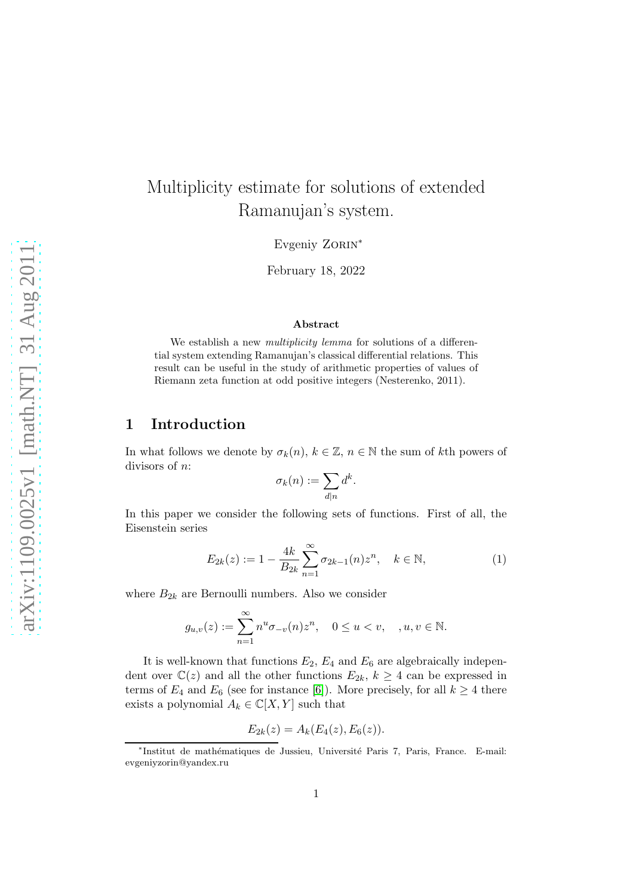# Multiplicity estimate for solutions of extended Ramanujan's system.

Evgeniy Zorin*

February 18, 2022

### Abstract

We establish a new *multiplicity lemma* for solutions of a differential system extending Ramanujan's classical differential relations. This result can be useful in the study of arithmetic properties of values of Riemann zeta function at odd positive integers (Nesterenko, 2011).

## 1 Introduction

In what follows we denote by $\sigma_k(n)$, $k \in \mathbb{Z}$, $n \in \mathbb{N}$ the sum of $k$th powers of divisors of $n$:

$$\sigma_k(n) := \sum_{d|n} d^k.$$

In this paper we consider the following sets of functions. First of all, the Eisenstein series

$$E_{2k}(z) := 1 - \frac{4k}{B_{2k}} \sum_{n=1}^{\infty} \sigma_{2k-1}(n) z^n, \quad k \in \mathbb{N}, \tag{1}$$

where $B_{2k}$ are Bernoulli numbers. Also we consider

$$g_{u,v}(z) := \sum_{n=1}^{\infty} n^u \sigma_{-v}(n) z^n, \quad 0 \leq u < v, \quad , u, v \in \mathbb{N}.$$

It is well-known that functions $E_2$, $E_4$ and $E_6$ are algebraically independent over $\mathbb{C}(z)$ and all the other functions $E_{2k}$, $k \geq 4$ can be expressed in terms of $E_4$ and $E_6$ (see for instance [6]). More precisely, for all $k \geq 4$ there exists a polynomial $A_k \in \mathbb{C}[X, Y]$ such that

$$E_{2k}(z) = A_k(E_4(z), E_6(z)).$$

*Institut de mathématiques de Jussieu, Université Paris 7, Paris, France. E-mail: evgeniyzorin@yandex.ru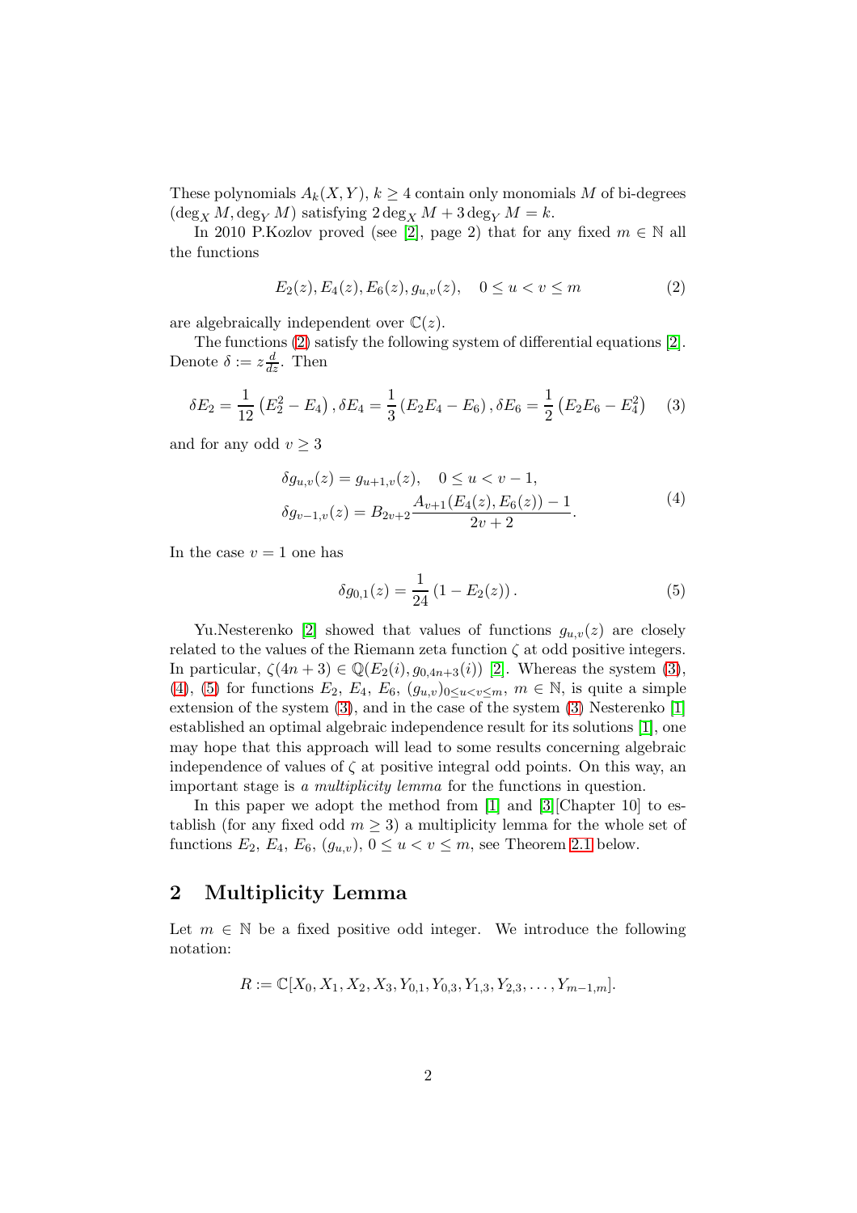These polynomials $A_k(X,Y)$, $k \geq 4$ contain only monomials $M$ of bi-degrees $(\deg_X M, \deg_Y M)$ satisfying $2\deg_X M + 3\deg_Y M = k$.

In 2010 P.Kozlov proved (see [2], page 2) that for any fixed $m \in \mathbb{N}$ all the functions

$$E_2(z), E_4(z), E_6(z), g_{u,v}(z), \quad 0 \leq u < v \leq m \tag{2}$$

are algebraically independent over $\mathbb{C}(z)$.

The functions (2) satisfy the following system of differential equations [2]. Denote $\delta := z\frac{d}{dz}$. Then

$$\delta E_2 = \frac{1}{12}\left(E_2^2 - E_4\right), \delta E_4 = \frac{1}{3}\left(E_2E_4 - E_6\right), \delta E_6 = \frac{1}{2}\left(E_2E_6 - E_4^2\right) \tag{3}$$

and for any odd $v \geq 3$

$$\begin{aligned} &\delta g_{u,v}(z) = g_{u+1,v}(z), \quad 0 \leq u < v-1, \\ &\delta g_{v-1,v}(z) = B_{2v+2}\frac{A_{v+1}(E_4(z),E_6(z)) - 1}{2v+2}. \end{aligned} \tag{4}$$

In the case $v = 1$ one has

$$\delta g_{0,1}(z) = \frac{1}{24}\left(1 - E_2(z)\right). \tag{5}$$

Yu.Nesterenko [2] showed that values of functions $g_{u,v}(z)$ are closely related to the values of the Riemann zeta function $\zeta$ at odd positive integers. In particular, $\zeta(4n+3) \in \mathbb{Q}(E_2(i), g_{0,4n+3}(i))$ [2]. Whereas the system (3), (4), (5) for functions $E_2$, $E_4$, $E_6$, $(g_{u,v})_{0 \leq u < v \leq m}$, $m \in \mathbb{N}$, is quite a simple extension of the system (3), and in the case of the system (3) Nesterenko [1] established an optimal algebraic independence result for its solutions [1], one may hope that this approach will lead to some results concerning algebraic independence of values of $\zeta$ at positive integral odd points. On this way, an important stage is *a multiplicity lemma* for the functions in question.

In this paper we adopt the method from [1] and [3][Chapter 10] to establish (for any fixed odd $m \geq 3$) a multiplicity lemma for the whole set of functions $E_2$, $E_4$, $E_6$, $(g_{u,v})$, $0 \leq u < v \leq m$, see Theorem 2.1 below.

## 2 Multiplicity Lemma

Let $m \in \mathbb{N}$ be a fixed positive odd integer. We introduce the following notation:

$$R := \mathbb{C}[X_0, X_1, X_2, X_3, Y_{0,1}, Y_{0,3}, Y_{1,3}, Y_{2,3}, \ldots, Y_{m-1,m}].$$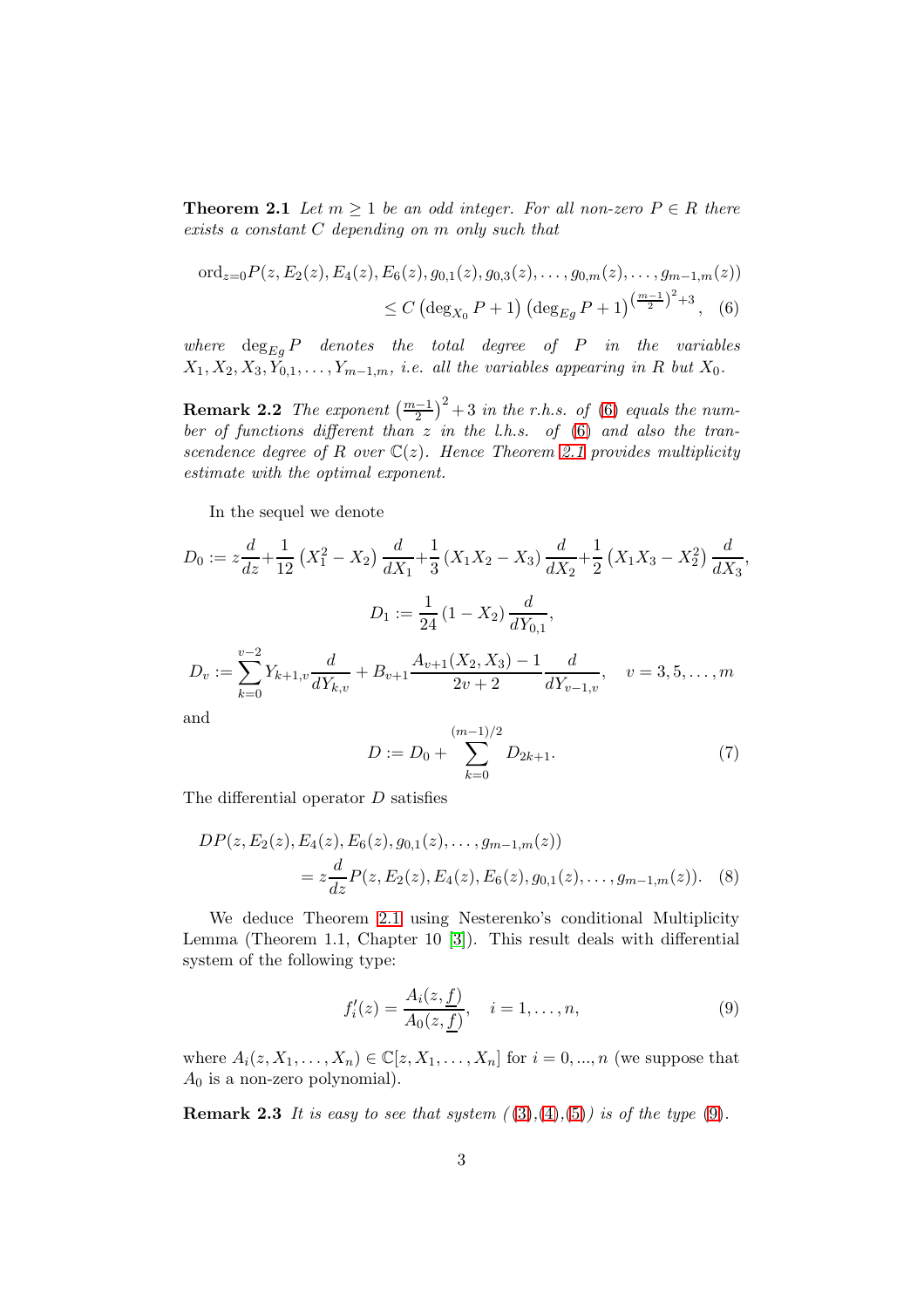**Theorem 2.1** *Let $m \geq 1$ be an odd integer. For all non-zero $P \in R$ there exists a constant $C$ depending on $m$ only such that*

$$\operatorname{ord}_{z=0} P(z, E_2(z), E_4(z), E_6(z), g_{0,1}(z), g_{0,3}(z), \ldots, g_{0,m}(z), \ldots, g_{m-1,m}(z)) \leq C \left(\deg_{X_0} P + 1\right) \left(\deg_{Eg} P + 1\right)^{\left(\frac{m-1}{2}\right)^2 + 3}, \quad (6)$$

*where $\deg_{Eg} P$ denotes the total degree of $P$ in the variables $X_1, X_2, X_3, Y_{0,1}, \ldots, Y_{m-1,m}$, i.e. all the variables appearing in $R$ but $X_0$.*

**Remark 2.2** *The exponent $\left(\frac{m-1}{2}\right)^2 + 3$ in the r.h.s. of (6) equals the number of functions different than $z$ in the l.h.s. of (6) and also the transcendence degree of $R$ over $\mathbb{C}(z)$. Hence Theorem 2.1 provides multiplicity estimate with the optimal exponent.*

In the sequel we denote

$$D_0 := z\frac{d}{dz} + \frac{1}{12}\left(X_1^2 - X_2\right)\frac{d}{dX_1} + \frac{1}{3}\left(X_1 X_2 - X_3\right)\frac{d}{dX_2} + \frac{1}{2}\left(X_1 X_3 - X_2^2\right)\frac{d}{dX_3},$$

$$D_1 := \frac{1}{24}\left(1 - X_2\right)\frac{d}{dY_{0,1}},$$

$$D_v := \sum_{k=0}^{v-2} Y_{k+1,v}\frac{d}{dY_{k,v}} + B_{v+1}\frac{A_{v+1}(X_2, X_3) - 1}{2v+2}\frac{d}{dY_{v-1,v}}, \quad v = 3, 5, \ldots, m$$

and

$$D := D_0 + \sum_{k=0}^{(m-1)/2} D_{2k+1}. \quad (7)$$

The differential operator $D$ satisfies

$$DP(z, E_2(z), E_4(z), E_6(z), g_{0,1}(z), \ldots, g_{m-1,m}(z)) = z\frac{d}{dz}P(z, E_2(z), E_4(z), E_6(z), g_{0,1}(z), \ldots, g_{m-1,m}(z)). \quad (8)$$

We deduce Theorem 2.1 using Nesterenko's conditional Multiplicity Lemma (Theorem 1.1, Chapter 10 [3]). This result deals with differential system of the following type:

$$f_i'(z) = \frac{A_i(z, \underline{f})}{A_0(z, \underline{f})}, \quad i = 1, \ldots, n, \quad (9)$$

where $A_i(z, X_1, \ldots, X_n) \in \mathbb{C}[z, X_1, \ldots, X_n]$ for $i = 0, ..., n$ (we suppose that $A_0$ is a non-zero polynomial).

**Remark 2.3** *It is easy to see that system ((3),(4),(5)) is of the type (9).*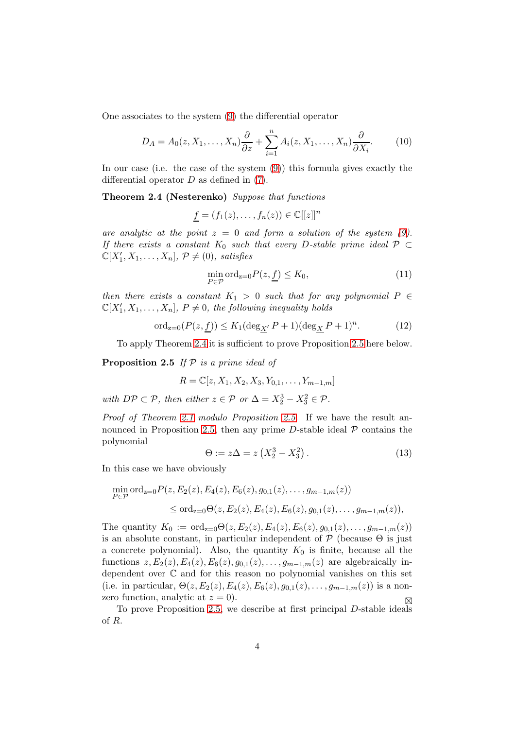One associates to the system (9) the differential operator

$$D_A = A_0(z, X_1, \dots, X_n)\frac{\partial}{\partial z} + \sum_{i=1}^{n} A_i(z, X_1, \dots, X_n)\frac{\partial}{\partial X_i}. \tag{10}$$

In our case (i.e. the case of the system (9)) this formula gives exactly the differential operator $D$ as defined in (7).

**Theorem 2.4 (Nesterenko)** *Suppose that functions*

$$\underline{f} = (f_1(z), \dots, f_n(z)) \in \mathbb{C}[[z]]^n$$

*are analytic at the point $z = 0$ and form a solution of the system (9). If there exists a constant $K_0$ such that every $D$-stable prime ideal $\mathcal{P} \subset \mathbb{C}[X_1', X_1, \dots, X_n]$, $\mathcal{P} \neq (0)$, satisfies*

$$\min_{P \in \mathcal{P}} \mathrm{ord}_{z=0} P(z, \underline{f}) \leq K_0, \tag{11}$$

*then there exists a constant $K_1 > 0$ such that for any polynomial $P \in \mathbb{C}[X_1', X_1, \dots, X_n]$, $P \neq 0$, the following inequality holds*

$$\mathrm{ord}_{z=0}(P(z, \underline{f})) \leq K_1(\deg_{\underline{X}'} P + 1)(\deg_{\underline{X}} P + 1)^n. \tag{12}$$

To apply Theorem 2.4 it is sufficient to prove Proposition 2.5 here below.

**Proposition 2.5** *If $\mathcal{P}$ is a prime ideal of*

$$R = \mathbb{C}[z, X_1, X_2, X_3, Y_{0,1}, \dots, Y_{m-1,m}]$$

*with $D\mathcal{P} \subset \mathcal{P}$, then either $z \in \mathcal{P}$ or $\Delta = X_2^3 - X_3^2 \in \mathcal{P}$.*

*Proof of Theorem 2.1 modulo Proposition 2.5.* If we have the result announced in Proposition 2.5, then any prime $D$-stable ideal $\mathcal{P}$ contains the polynomial

$$\Theta := z\Delta = z\left(X_2^3 - X_3^2\right). \tag{13}$$

In this case we have obviously

$$\begin{aligned}
&\min_{P \in \mathcal{P}} \mathrm{ord}_{z=0} P(z, E_2(z), E_4(z), E_6(z), g_{0,1}(z), \dots, g_{m-1,m}(z)) \\
&\qquad\qquad \leq \mathrm{ord}_{z=0}\Theta(z, E_2(z), E_4(z), E_6(z), g_{0,1}(z), \dots, g_{m-1,m}(z)),
\end{aligned}$$

The quantity $K_0 := \mathrm{ord}_{z=0}\Theta(z, E_2(z), E_4(z), E_6(z), g_{0,1}(z), \dots, g_{m-1,m}(z))$ is an absolute constant, in particular independent of $\mathcal{P}$ (because $\Theta$ is just a concrete polynomial). Also, the quantity $K_0$ is finite, because all the functions $z, E_2(z), E_4(z), E_6(z), g_{0,1}(z), \dots, g_{m-1,m}(z)$ are algebraically independent over $\mathbb{C}$ and for this reason no polynomial vanishes on this set (i.e. in particular, $\Theta(z, E_2(z), E_4(z), E_6(z), g_{0,1}(z), \dots, g_{m-1,m}(z))$ is a nonzero function, analytic at $z = 0$). ⊠

To prove Proposition 2.5, we describe at first principal $D$-stable ideals of $R$.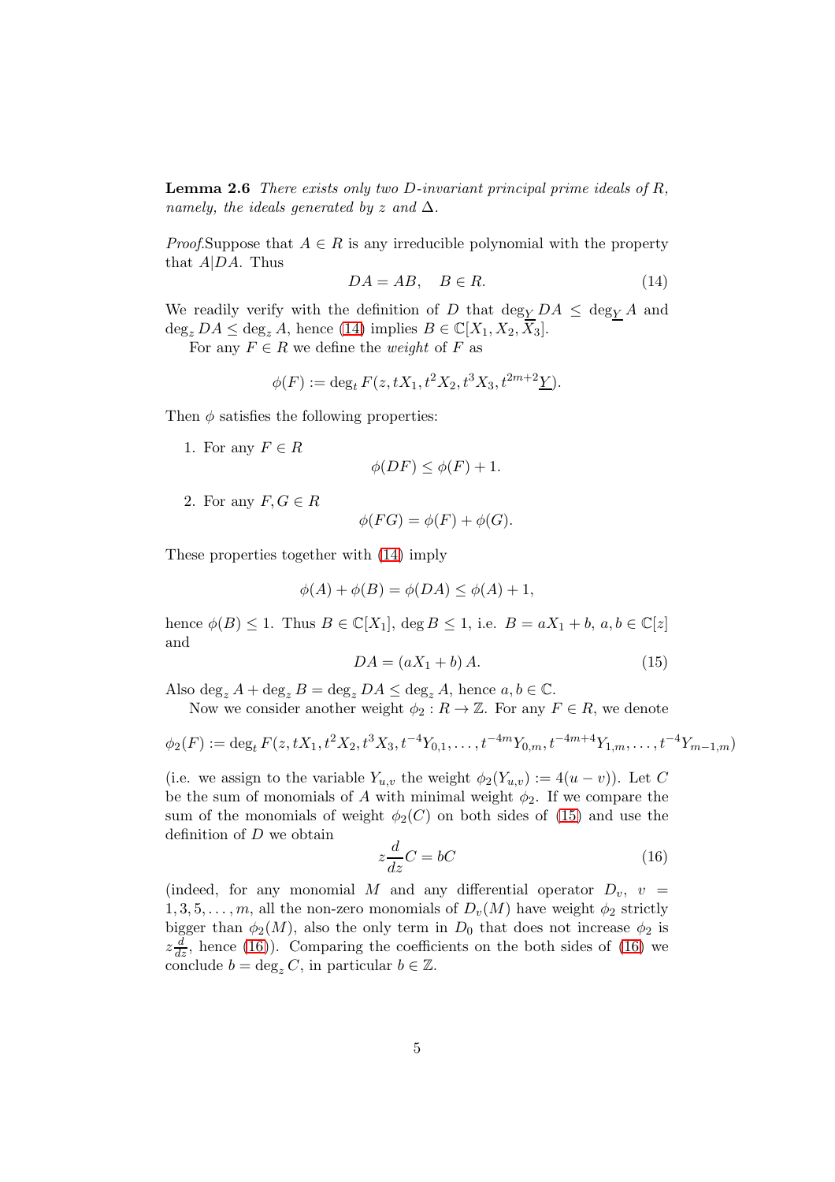**Lemma 2.6** *There exists only two $D$-invariant principal prime ideals of $R$, namely, the ideals generated by $z$ and $\Delta$.*

*Proof.*Suppose that $A \in R$ is any irreducible polynomial with the property that $A|DA$. Thus

$$DA = AB, \quad B \in R. \tag{14}$$

We readily verify with the definition of $D$ that $\deg_{\underline{Y}} DA \leq \deg_{\underline{Y}} A$ and $\deg_z DA \leq \deg_z A$, hence (14) implies $B \in \mathbb{C}[X_1, X_2, X_3]$.

For any $F \in R$ we define the *weight* of $F$ as

$$\phi(F) := \deg_t F(z, tX_1, t^2X_2, t^3X_3, t^{2m+2}\underline{Y}).$$

Then $\phi$ satisfies the following properties:

1. For any $F \in R$
$$\phi(DF) \leq \phi(F) + 1.$$

2. For any $F, G \in R$
$$\phi(FG) = \phi(F) + \phi(G).$$

These properties together with (14) imply

$$\phi(A) + \phi(B) = \phi(DA) \leq \phi(A) + 1,$$

hence $\phi(B) \leq 1$. Thus $B \in \mathbb{C}[X_1]$, $\deg B \leq 1$, i.e. $B = aX_1 + b$, $a, b \in \mathbb{C}[z]$ and

$$DA = (aX_1 + b)\, A. \tag{15}$$

Also $\deg_z A + \deg_z B = \deg_z DA \leq \deg_z A$, hence $a, b \in \mathbb{C}$.

Now we consider another weight $\phi_2 : R \to \mathbb{Z}$. For any $F \in R$, we denote

$$\phi_2(F) := \deg_t F(z, tX_1, t^2X_2, t^3X_3, t^{-4}Y_{0,1}, \ldots, t^{-4m}Y_{0,m}, t^{-4m+4}Y_{1,m}, \ldots, t^{-4}Y_{m-1,m})$$

(i.e. we assign to the variable $Y_{u,v}$ the weight $\phi_2(Y_{u,v}) := 4(u - v)$). Let $C$ be the sum of monomials of $A$ with minimal weight $\phi_2$. If we compare the sum of the monomials of weight $\phi_2(C)$ on both sides of (15) and use the definition of $D$ we obtain

$$z\frac{d}{dz}C = bC \tag{16}$$

(indeed, for any monomial $M$ and any differential operator $D_v$, $v = 1, 3, 5, \ldots, m$, all the non-zero monomials of $D_v(M)$ have weight $\phi_2$ strictly bigger than $\phi_2(M)$, also the only term in $D_0$ that does not increase $\phi_2$ is $z\frac{d}{dz}$, hence (16)). Comparing the coefficients on the both sides of (16) we conclude $b = \deg_z C$, in particular $b \in \mathbb{Z}$.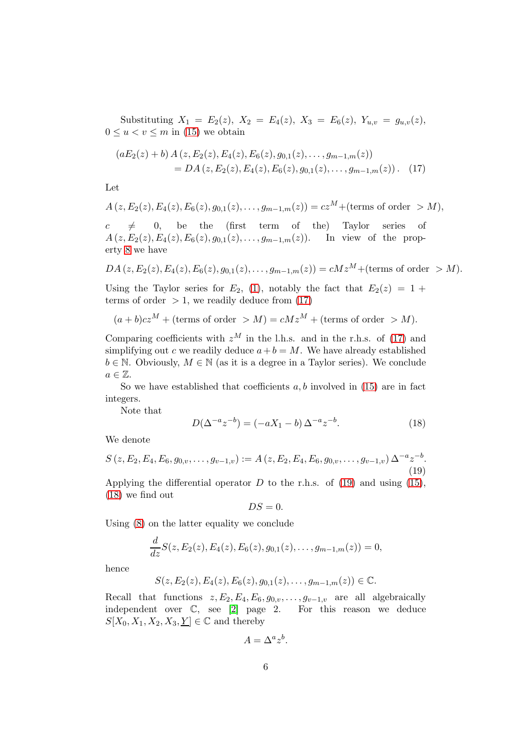Substituting $X_1 = E_2(z)$, $X_2 = E_4(z)$, $X_3 = E_6(z)$, $Y_{u,v} = g_{u,v}(z)$, $0 \le u < v \le m$ in (15) we obtain

$$(aE_2(z) + b)\, A\left(z, E_2(z), E_4(z), E_6(z), g_{0,1}(z), \dots, g_{m-1,m}(z)\right) \\ = DA\left(z, E_2(z), E_4(z), E_6(z), g_{0,1}(z), \dots, g_{m-1,m}(z)\right). \quad (17)$$

Let

$$A\left(z, E_2(z), E_4(z), E_6(z), g_{0,1}(z), \dots, g_{m-1,m}(z)\right) = cz^M + (\text{terms of order } > M),$$

$c \neq 0$, be the (first term of the) Taylor series of $A\left(z, E_2(z), E_4(z), E_6(z), g_{0,1}(z), \dots, g_{m-1,m}(z)\right)$. In view of the property 8 we have

$$DA\left(z, E_2(z), E_4(z), E_6(z), g_{0,1}(z), \dots, g_{m-1,m}(z)\right) = cMz^M + (\text{terms of order } > M).$$

Using the Taylor series for $E_2$, (1), notably the fact that $E_2(z) = 1 +$ terms of order $> 1$, we readily deduce from (17)

$$(a + b)cz^M + (\text{terms of order } > M) = cMz^M + (\text{terms of order } > M).$$

Comparing coefficients with $z^M$ in the l.h.s. and in the r.h.s. of (17) and simplifying out $c$ we readily deduce $a + b = M$. We have already established $b \in \mathbb{N}$. Obviously, $M \in \mathbb{N}$ (as it is a degree in a Taylor series). We conclude $a \in \mathbb{Z}$.

So we have established that coefficients $a, b$ involved in (15) are in fact integers.

Note that

$$D(\Delta^{-a} z^{-b}) = (-aX_1 - b)\, \Delta^{-a} z^{-b}. \quad (18)$$

We denote

$$S\left(z, E_2, E_4, E_6, g_{0,v}, \dots, g_{v-1,v}\right) := A\left(z, E_2, E_4, E_6, g_{0,v}, \dots, g_{v-1,v}\right) \Delta^{-a} z^{-b}. \quad (19)$$

Applying the differential operator $D$ to the r.h.s. of (19) and using (15), (18) we find out

$$DS = 0.$$

Using (8) on the latter equality we conclude

$$\frac{d}{dz} S(z, E_2(z), E_4(z), E_6(z), g_{0,1}(z), \dots, g_{m-1,m}(z)) = 0,$$

hence

$$S(z, E_2(z), E_4(z), E_6(z), g_{0,1}(z), \dots, g_{m-1,m}(z)) \in \mathbb{C}.$$

Recall that functions $z, E_2, E_4, E_6, g_{0,v}, \dots, g_{v-1,v}$ are all algebraically independent over $\mathbb{C}$, see [2] page 2. For this reason we deduce $S[X_0, X_1, X_2, X_3, \underline{Y}] \in \mathbb{C}$ and thereby

$$A = \Delta^a z^b.$$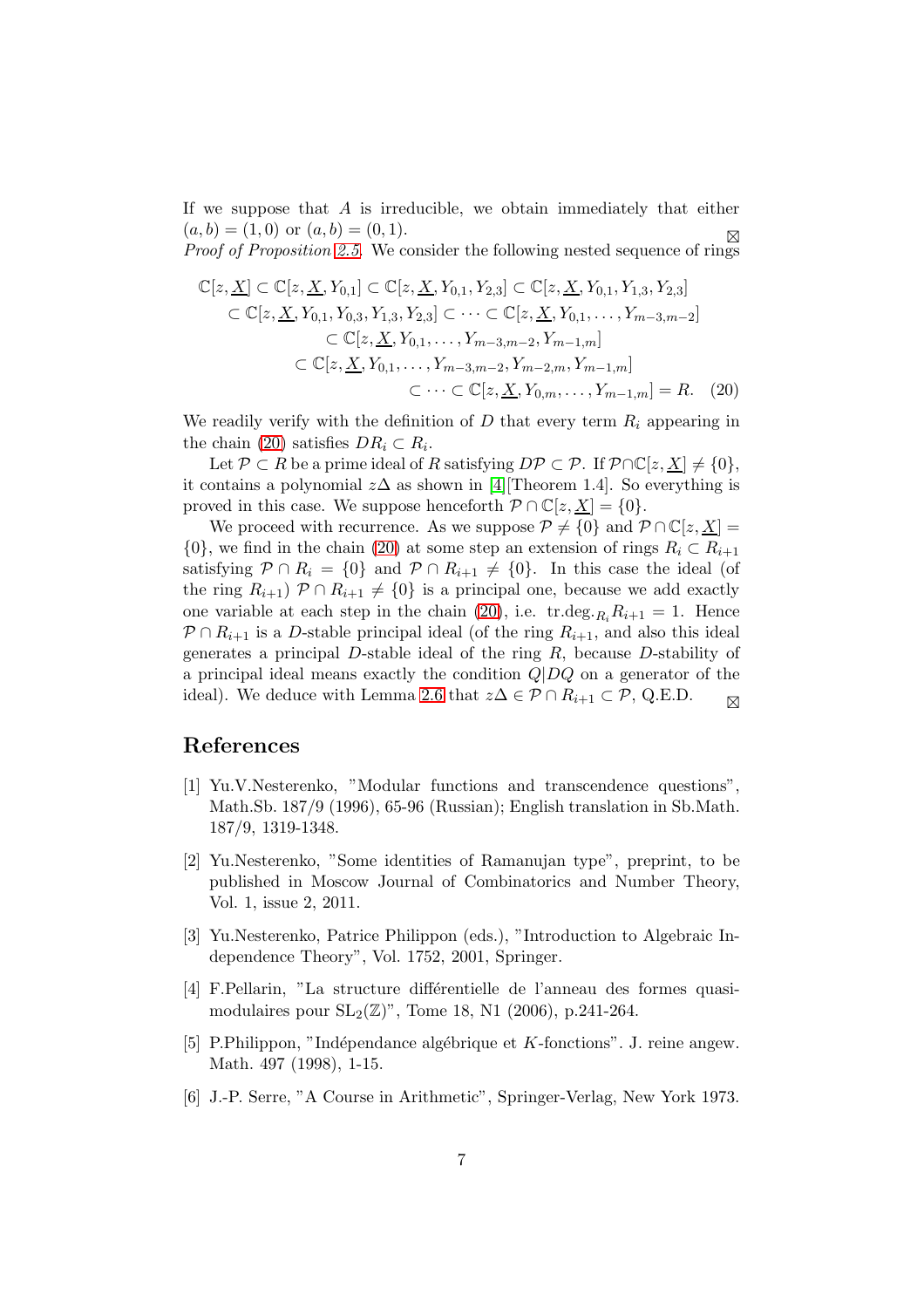If we suppose that $A$ is irreducible, we obtain immediately that either $(a, b) = (1, 0)$ or $(a, b) = (0, 1)$. ⊠

*Proof of Proposition 2.5.* We consider the following nested sequence of rings

$$
\begin{aligned}
\mathbb{C}[z, \underline{X}] &\subset \mathbb{C}[z, \underline{X}, Y_{0,1}] \subset \mathbb{C}[z, \underline{X}, Y_{0,1}, Y_{2,3}] \subset \mathbb{C}[z, \underline{X}, Y_{0,1}, Y_{1,3}, Y_{2,3}] \\
&\subset \mathbb{C}[z, \underline{X}, Y_{0,1}, Y_{0,3}, Y_{1,3}, Y_{2,3}] \subset \cdots \subset \mathbb{C}[z, \underline{X}, Y_{0,1}, \ldots, Y_{m-3,m-2}] \\
&\subset \mathbb{C}[z, \underline{X}, Y_{0,1}, \ldots, Y_{m-3,m-2}, Y_{m-1,m}] \\
&\subset \mathbb{C}[z, \underline{X}, Y_{0,1}, \ldots, Y_{m-3,m-2}, Y_{m-2,m}, Y_{m-1,m}] \\
&\subset \cdots \subset \mathbb{C}[z, \underline{X}, Y_{0,m}, \ldots, Y_{m-1,m}] = R. \quad (20)
\end{aligned}
$$

We readily verify with the definition of $D$ that every term $R_i$ appearing in the chain (20) satisfies $DR_i \subset R_i$.

Let $\mathcal{P} \subset R$ be a prime ideal of $R$ satisfying $D\mathcal{P} \subset \mathcal{P}$. If $\mathcal{P} \cap \mathbb{C}[z, \underline{X}] \neq \{0\}$, it contains a polynomial $z\Delta$ as shown in [4][Theorem 1.4]. So everything is proved in this case. We suppose henceforth $\mathcal{P} \cap \mathbb{C}[z, \underline{X}] = \{0\}$.

We proceed with recurrence. As we suppose $\mathcal{P} \neq \{0\}$ and $\mathcal{P} \cap \mathbb{C}[z, \underline{X}] = \{0\}$, we find in the chain (20) at some step an extension of rings $R_i \subset R_{i+1}$ satisfying $\mathcal{P} \cap R_i = \{0\}$ and $\mathcal{P} \cap R_{i+1} \neq \{0\}$. In this case the ideal (of the ring $R_{i+1}$) $\mathcal{P} \cap R_{i+1} \neq \{0\}$ is a principal one, because we add exactly one variable at each step in the chain (20), i.e. $\text{tr.deg.}_{R_i} R_{i+1} = 1$. Hence $\mathcal{P} \cap R_{i+1}$ is a $D$-stable principal ideal (of the ring $R_{i+1}$, and also this ideal generates a principal $D$-stable ideal of the ring $R$, because $D$-stability of a principal ideal means exactly the condition $Q|DQ$ on a generator of the ideal). We deduce with Lemma 2.6 that $z\Delta \in \mathcal{P} \cap R_{i+1} \subset \mathcal{P}$, Q.E.D. ⊠

# References

[1] Yu.V.Nesterenko, "Modular functions and transcendence questions", Math.Sb. 187/9 (1996), 65-96 (Russian); English translation in Sb.Math. 187/9, 1319-1348.

[2] Yu.Nesterenko, "Some identities of Ramanujan type", preprint, to be published in Moscow Journal of Combinatorics and Number Theory, Vol. 1, issue 2, 2011.

[3] Yu.Nesterenko, Patrice Philippon (eds.), "Introduction to Algebraic Independence Theory", Vol. 1752, 2001, Springer.

[4] F.Pellarin, "La structure différentielle de l'anneau des formes quasi-modulaires pour $\text{SL}_2(\mathbb{Z})$", Tome 18, N1 (2006), p.241-264.

[5] P.Philippon, "Indépendance algébrique et $K$-fonctions". J. reine angew. Math. 497 (1998), 1-15.

[6] J.-P. Serre, "A Course in Arithmetic", Springer-Verlag, New York 1973.